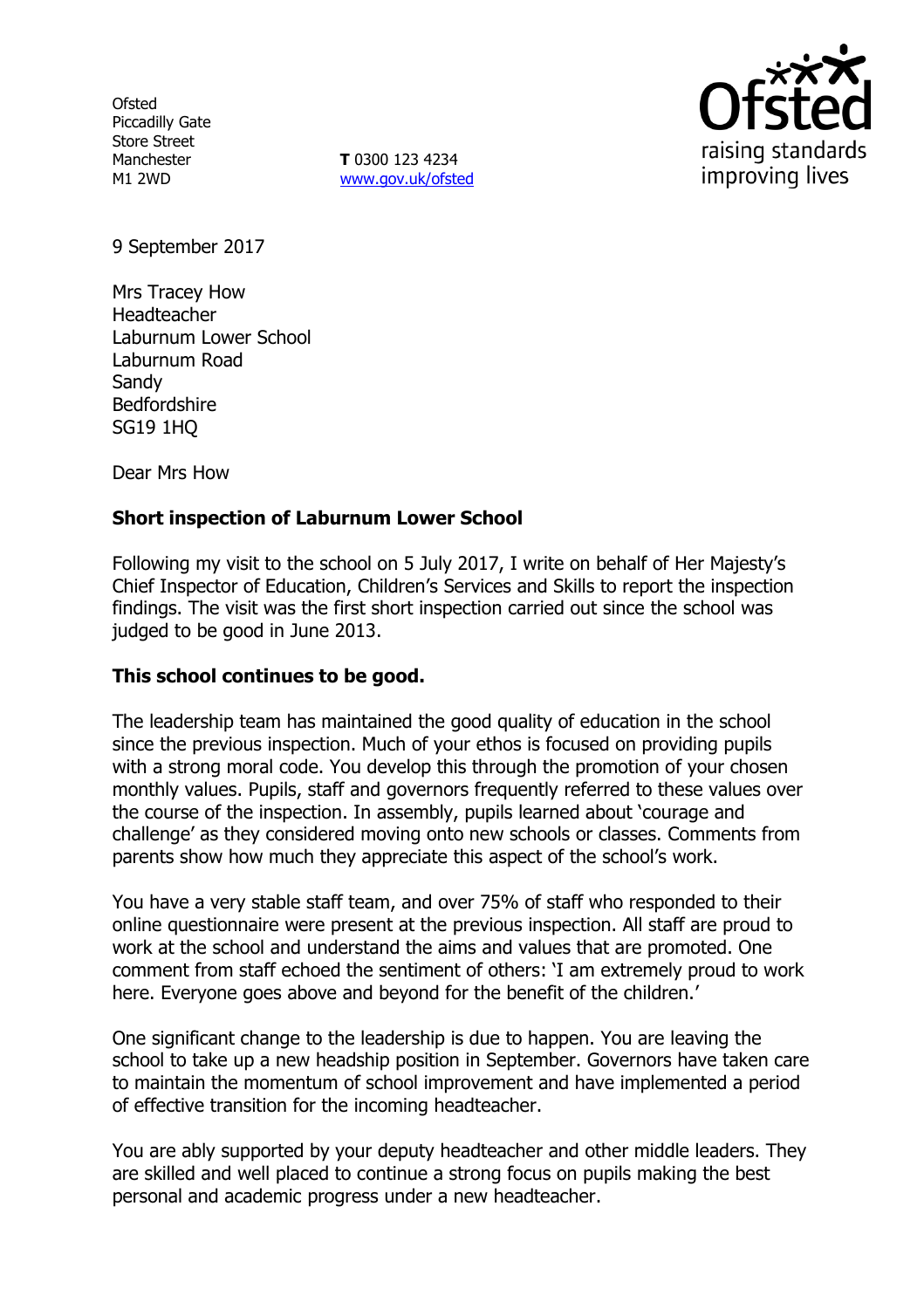Ofsted
Piccadilly Gate
Store Street
Manchester
M1 2WD

**T** 0300 123 4234
www.gov.uk/ofsted

9 September 2017

Mrs Tracey How
Headteacher
Laburnum Lower School
Laburnum Road
Sandy
Bedfordshire
SG19 1HQ

Dear Mrs How

**Short inspection of Laburnum Lower School**

Following my visit to the school on 5 July 2017, I write on behalf of Her Majesty's Chief Inspector of Education, Children's Services and Skills to report the inspection findings. The visit was the first short inspection carried out since the school was judged to be good in June 2013.

**This school continues to be good.**

The leadership team has maintained the good quality of education in the school since the previous inspection. Much of your ethos is focused on providing pupils with a strong moral code. You develop this through the promotion of your chosen monthly values. Pupils, staff and governors frequently referred to these values over the course of the inspection. In assembly, pupils learned about 'courage and challenge' as they considered moving onto new schools or classes. Comments from parents show how much they appreciate this aspect of the school's work.

You have a very stable staff team, and over 75% of staff who responded to their online questionnaire were present at the previous inspection. All staff are proud to work at the school and understand the aims and values that are promoted. One comment from staff echoed the sentiment of others: 'I am extremely proud to work here. Everyone goes above and beyond for the benefit of the children.'

One significant change to the leadership is due to happen. You are leaving the school to take up a new headship position in September. Governors have taken care to maintain the momentum of school improvement and have implemented a period of effective transition for the incoming headteacher.

You are ably supported by your deputy headteacher and other middle leaders. They are skilled and well placed to continue a strong focus on pupils making the best personal and academic progress under a new headteacher.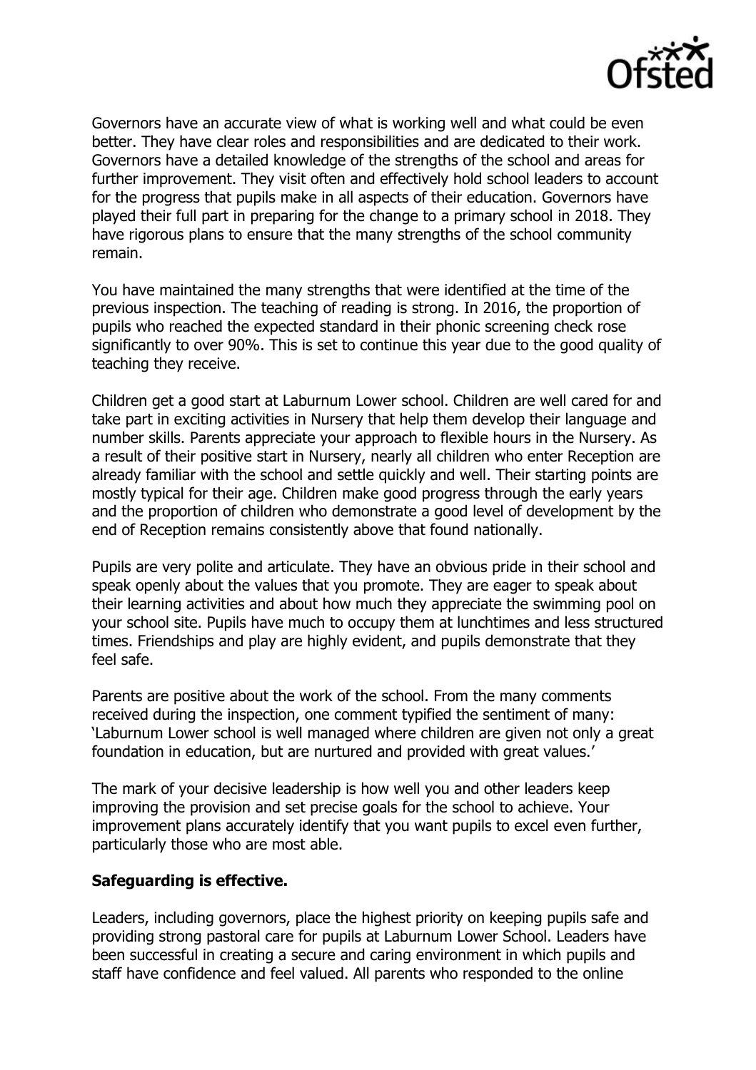Governors have an accurate view of what is working well and what could be even better. They have clear roles and responsibilities and are dedicated to their work. Governors have a detailed knowledge of the strengths of the school and areas for further improvement. They visit often and effectively hold school leaders to account for the progress that pupils make in all aspects of their education. Governors have played their full part in preparing for the change to a primary school in 2018. They have rigorous plans to ensure that the many strengths of the school community remain.

You have maintained the many strengths that were identified at the time of the previous inspection. The teaching of reading is strong. In 2016, the proportion of pupils who reached the expected standard in their phonic screening check rose significantly to over 90%. This is set to continue this year due to the good quality of teaching they receive.

Children get a good start at Laburnum Lower school. Children are well cared for and take part in exciting activities in Nursery that help them develop their language and number skills. Parents appreciate your approach to flexible hours in the Nursery. As a result of their positive start in Nursery, nearly all children who enter Reception are already familiar with the school and settle quickly and well. Their starting points are mostly typical for their age. Children make good progress through the early years and the proportion of children who demonstrate a good level of development by the end of Reception remains consistently above that found nationally.

Pupils are very polite and articulate. They have an obvious pride in their school and speak openly about the values that you promote. They are eager to speak about their learning activities and about how much they appreciate the swimming pool on your school site. Pupils have much to occupy them at lunchtimes and less structured times. Friendships and play are highly evident, and pupils demonstrate that they feel safe.

Parents are positive about the work of the school. From the many comments received during the inspection, one comment typified the sentiment of many: 'Laburnum Lower school is well managed where children are given not only a great foundation in education, but are nurtured and provided with great values.'

The mark of your decisive leadership is how well you and other leaders keep improving the provision and set precise goals for the school to achieve. Your improvement plans accurately identify that you want pupils to excel even further, particularly those who are most able.

**Safeguarding is effective.**

Leaders, including governors, place the highest priority on keeping pupils safe and providing strong pastoral care for pupils at Laburnum Lower School. Leaders have been successful in creating a secure and caring environment in which pupils and staff have confidence and feel valued. All parents who responded to the online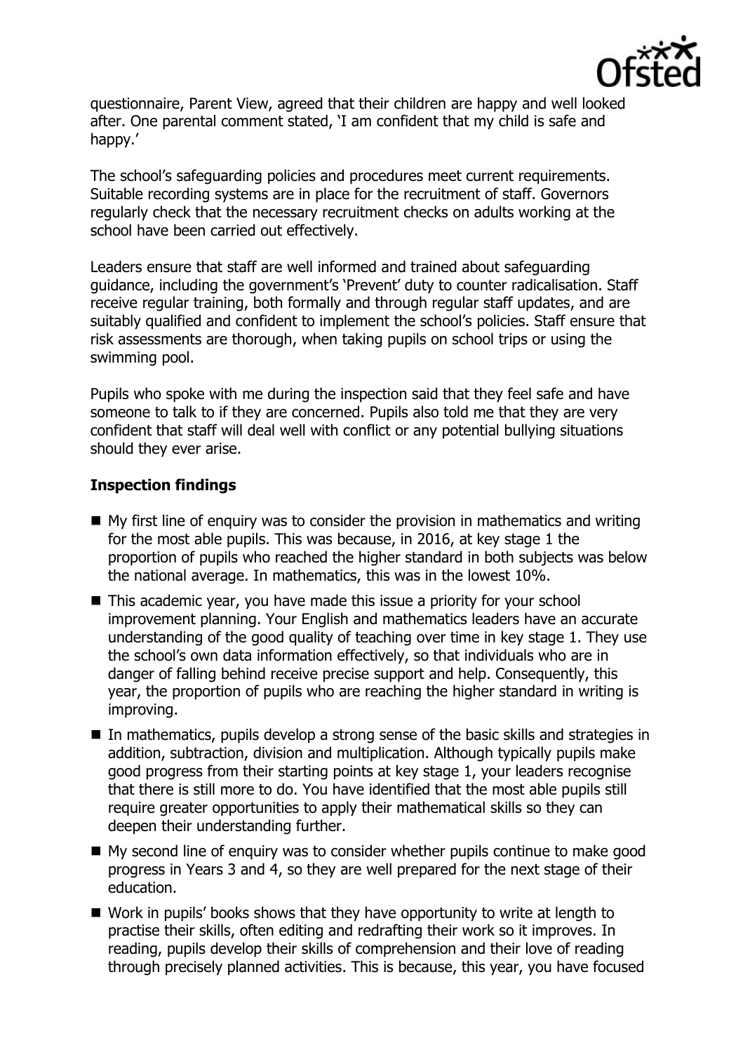questionnaire, Parent View, agreed that their children are happy and well looked after. One parental comment stated, 'I am confident that my child is safe and happy.'

The school's safeguarding policies and procedures meet current requirements. Suitable recording systems are in place for the recruitment of staff. Governors regularly check that the necessary recruitment checks on adults working at the school have been carried out effectively.

Leaders ensure that staff are well informed and trained about safeguarding guidance, including the government's 'Prevent' duty to counter radicalisation. Staff receive regular training, both formally and through regular staff updates, and are suitably qualified and confident to implement the school's policies. Staff ensure that risk assessments are thorough, when taking pupils on school trips or using the swimming pool.

Pupils who spoke with me during the inspection said that they feel safe and have someone to talk to if they are concerned. Pupils also told me that they are very confident that staff will deal well with conflict or any potential bullying situations should they ever arise.

## Inspection findings

- My first line of enquiry was to consider the provision in mathematics and writing for the most able pupils. This was because, in 2016, at key stage 1 the proportion of pupils who reached the higher standard in both subjects was below the national average. In mathematics, this was in the lowest 10%.
- This academic year, you have made this issue a priority for your school improvement planning. Your English and mathematics leaders have an accurate understanding of the good quality of teaching over time in key stage 1. They use the school's own data information effectively, so that individuals who are in danger of falling behind receive precise support and help. Consequently, this year, the proportion of pupils who are reaching the higher standard in writing is improving.
- In mathematics, pupils develop a strong sense of the basic skills and strategies in addition, subtraction, division and multiplication. Although typically pupils make good progress from their starting points at key stage 1, your leaders recognise that there is still more to do. You have identified that the most able pupils still require greater opportunities to apply their mathematical skills so they can deepen their understanding further.
- My second line of enquiry was to consider whether pupils continue to make good progress in Years 3 and 4, so they are well prepared for the next stage of their education.
- Work in pupils' books shows that they have opportunity to write at length to practise their skills, often editing and redrafting their work so it improves. In reading, pupils develop their skills of comprehension and their love of reading through precisely planned activities. This is because, this year, you have focused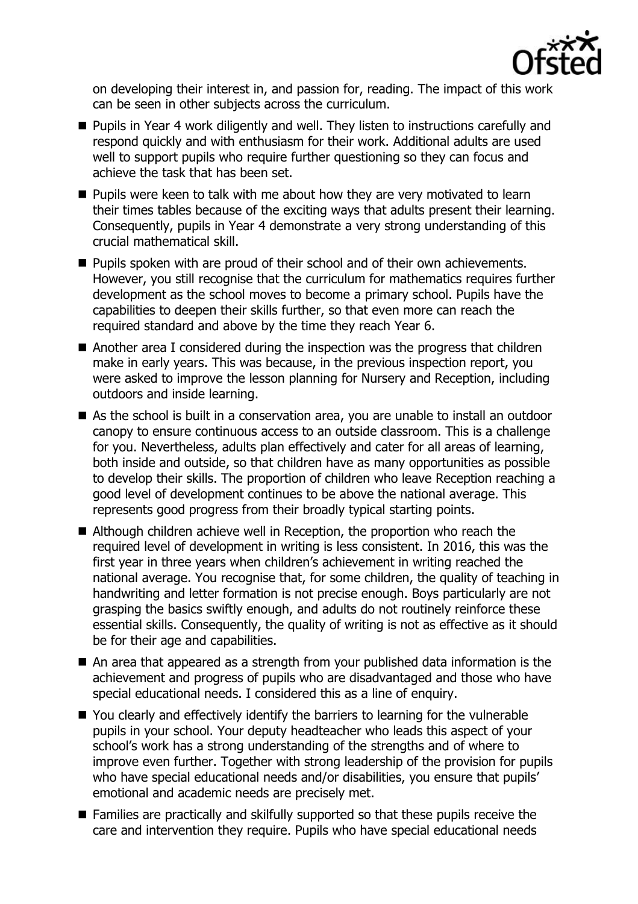on developing their interest in, and passion for, reading. The impact of this work can be seen in other subjects across the curriculum.

- Pupils in Year 4 work diligently and well. They listen to instructions carefully and respond quickly and with enthusiasm for their work. Additional adults are used well to support pupils who require further questioning so they can focus and achieve the task that has been set.
- Pupils were keen to talk with me about how they are very motivated to learn their times tables because of the exciting ways that adults present their learning. Consequently, pupils in Year 4 demonstrate a very strong understanding of this crucial mathematical skill.
- Pupils spoken with are proud of their school and of their own achievements. However, you still recognise that the curriculum for mathematics requires further development as the school moves to become a primary school. Pupils have the capabilities to deepen their skills further, so that even more can reach the required standard and above by the time they reach Year 6.
- Another area I considered during the inspection was the progress that children make in early years. This was because, in the previous inspection report, you were asked to improve the lesson planning for Nursery and Reception, including outdoors and inside learning.
- As the school is built in a conservation area, you are unable to install an outdoor canopy to ensure continuous access to an outside classroom. This is a challenge for you. Nevertheless, adults plan effectively and cater for all areas of learning, both inside and outside, so that children have as many opportunities as possible to develop their skills. The proportion of children who leave Reception reaching a good level of development continues to be above the national average. This represents good progress from their broadly typical starting points.
- Although children achieve well in Reception, the proportion who reach the required level of development in writing is less consistent. In 2016, this was the first year in three years when children's achievement in writing reached the national average. You recognise that, for some children, the quality of teaching in handwriting and letter formation is not precise enough. Boys particularly are not grasping the basics swiftly enough, and adults do not routinely reinforce these essential skills. Consequently, the quality of writing is not as effective as it should be for their age and capabilities.
- An area that appeared as a strength from your published data information is the achievement and progress of pupils who are disadvantaged and those who have special educational needs. I considered this as a line of enquiry.
- You clearly and effectively identify the barriers to learning for the vulnerable pupils in your school. Your deputy headteacher who leads this aspect of your school's work has a strong understanding of the strengths and of where to improve even further. Together with strong leadership of the provision for pupils who have special educational needs and/or disabilities, you ensure that pupils' emotional and academic needs are precisely met.
- Families are practically and skilfully supported so that these pupils receive the care and intervention they require. Pupils who have special educational needs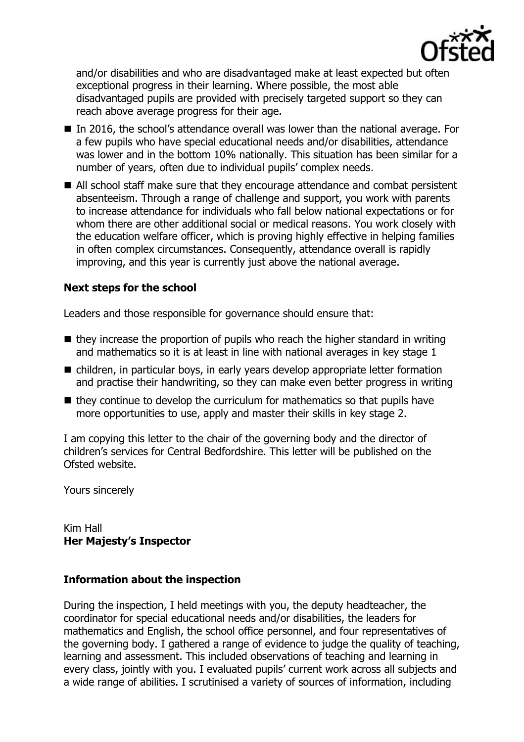and/or disabilities and who are disadvantaged make at least expected but often exceptional progress in their learning. Where possible, the most able disadvantaged pupils are provided with precisely targeted support so they can reach above average progress for their age.

- In 2016, the school's attendance overall was lower than the national average. For a few pupils who have special educational needs and/or disabilities, attendance was lower and in the bottom 10% nationally. This situation has been similar for a number of years, often due to individual pupils' complex needs.
- All school staff make sure that they encourage attendance and combat persistent absenteeism. Through a range of challenge and support, you work with parents to increase attendance for individuals who fall below national expectations or for whom there are other additional social or medical reasons. You work closely with the education welfare officer, which is proving highly effective in helping families in often complex circumstances. Consequently, attendance overall is rapidly improving, and this year is currently just above the national average.

**Next steps for the school**

Leaders and those responsible for governance should ensure that:

- they increase the proportion of pupils who reach the higher standard in writing and mathematics so it is at least in line with national averages in key stage 1
- children, in particular boys, in early years develop appropriate letter formation and practise their handwriting, so they can make even better progress in writing
- they continue to develop the curriculum for mathematics so that pupils have more opportunities to use, apply and master their skills in key stage 2.

I am copying this letter to the chair of the governing body and the director of children's services for Central Bedfordshire. This letter will be published on the Ofsted website.

Yours sincerely

Kim Hall
**Her Majesty's Inspector**

**Information about the inspection**

During the inspection, I held meetings with you, the deputy headteacher, the coordinator for special educational needs and/or disabilities, the leaders for mathematics and English, the school office personnel, and four representatives of the governing body. I gathered a range of evidence to judge the quality of teaching, learning and assessment. This included observations of teaching and learning in every class, jointly with you. I evaluated pupils' current work across all subjects and a wide range of abilities. I scrutinised a variety of sources of information, including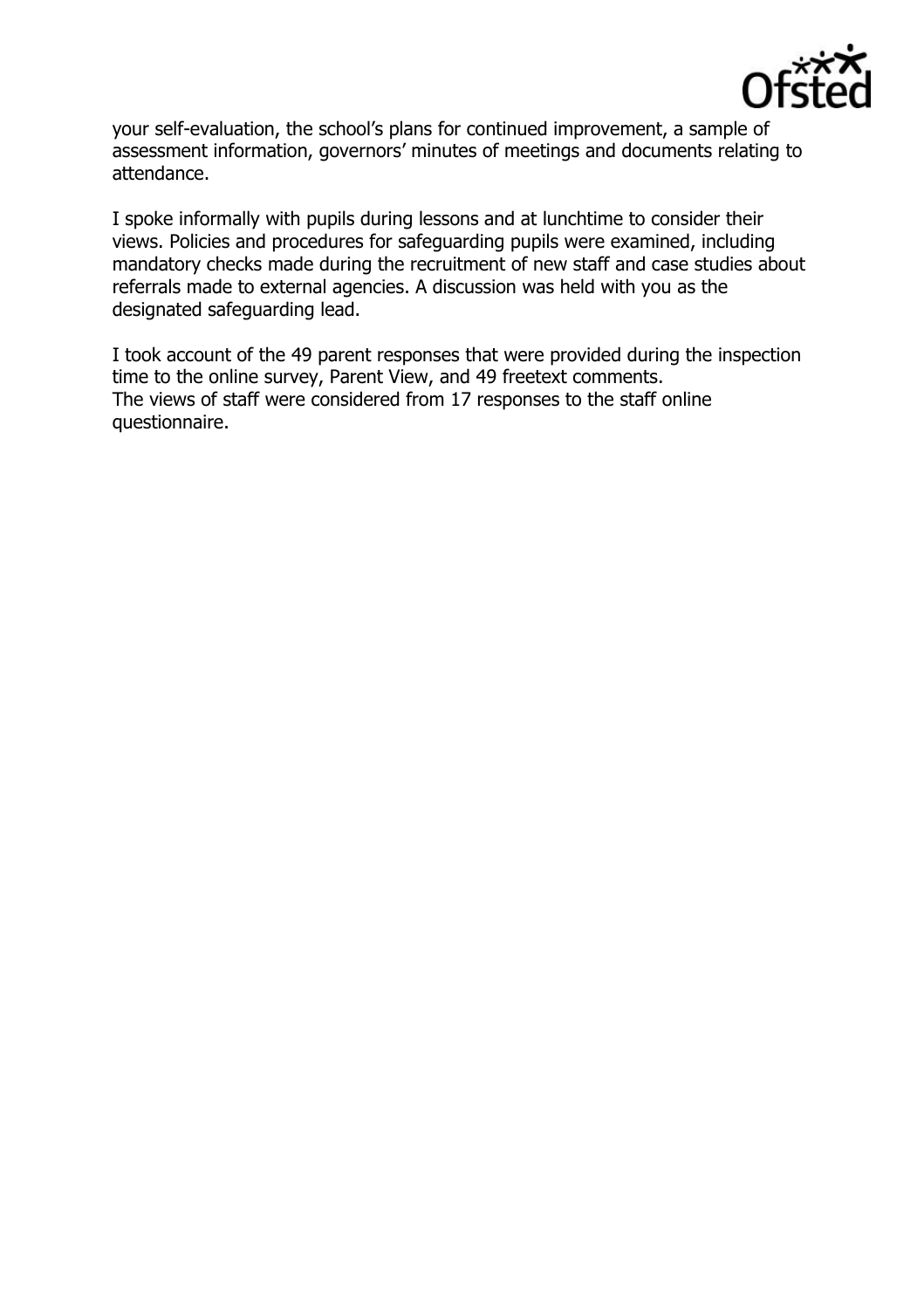your self-evaluation, the school's plans for continued improvement, a sample of assessment information, governors' minutes of meetings and documents relating to attendance.

I spoke informally with pupils during lessons and at lunchtime to consider their views. Policies and procedures for safeguarding pupils were examined, including mandatory checks made during the recruitment of new staff and case studies about referrals made to external agencies. A discussion was held with you as the designated safeguarding lead.

I took account of the 49 parent responses that were provided during the inspection time to the online survey, Parent View, and 49 freetext comments.
The views of staff were considered from 17 responses to the staff online questionnaire.